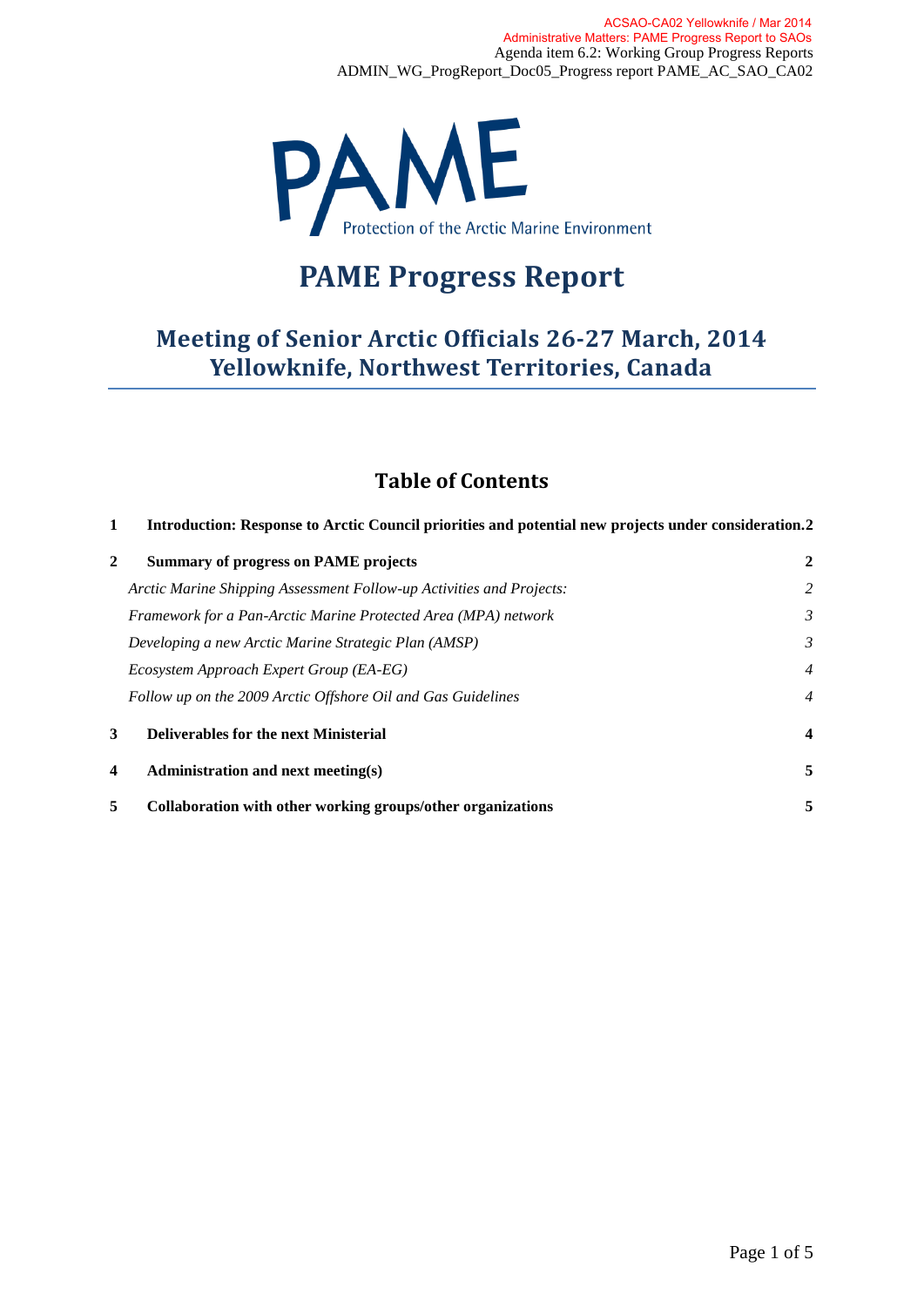ACSAO-CA02 Yellowknife / Mar 2014
Administrative Matters: PAME Progress Report to SAOs
Agenda item 6.2: Working Group Progress Reports
ADMIN_WG_ProgReport_Doc05_Progress report PAME_AC_SAO_CA02

PAME
Protection of the Arctic Marine Environment

# PAME Progress Report

## Meeting of Senior Arctic Officials 26-27 March, 2014 Yellowknife, Northwest Territories, Canada

## Table of Contents

**1 Introduction: Response to Arctic Council priorities and potential new projects under consideration. 2**

**2 Summary of progress on PAME projects 2**

*Arctic Marine Shipping Assessment Follow-up Activities and Projects: 2*

*Framework for a Pan-Arctic Marine Protected Area (MPA) network 3*

*Developing a new Arctic Marine Strategic Plan (AMSP) 3*

*Ecosystem Approach Expert Group (EA-EG) 4*

*Follow up on the 2009 Arctic Offshore Oil and Gas Guidelines 4*

**3 Deliverables for the next Ministerial 4**

**4 Administration and next meeting(s) 5**

**5 Collaboration with other working groups/other organizations 5**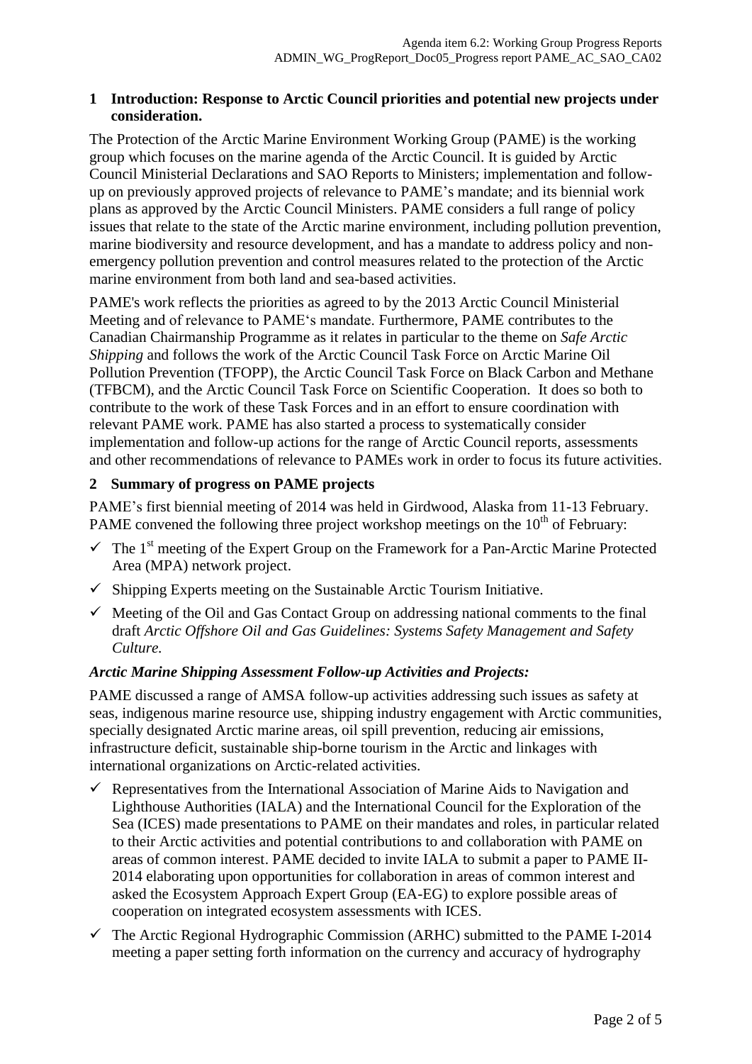## 1 Introduction: Response to Arctic Council priorities and potential new projects under consideration.

The Protection of the Arctic Marine Environment Working Group (PAME) is the working group which focuses on the marine agenda of the Arctic Council. It is guided by Arctic Council Ministerial Declarations and SAO Reports to Ministers; implementation and follow-up on previously approved projects of relevance to PAME's mandate; and its biennial work plans as approved by the Arctic Council Ministers. PAME considers a full range of policy issues that relate to the state of the Arctic marine environment, including pollution prevention, marine biodiversity and resource development, and has a mandate to address policy and non-emergency pollution prevention and control measures related to the protection of the Arctic marine environment from both land and sea-based activities.

PAME's work reflects the priorities as agreed to by the 2013 Arctic Council Ministerial Meeting and of relevance to PAME's mandate. Furthermore, PAME contributes to the Canadian Chairmanship Programme as it relates in particular to the theme on *Safe Arctic Shipping* and follows the work of the Arctic Council Task Force on Arctic Marine Oil Pollution Prevention (TFOPP), the Arctic Council Task Force on Black Carbon and Methane (TFBCM), and the Arctic Council Task Force on Scientific Cooperation. It does so both to contribute to the work of these Task Forces and in an effort to ensure coordination with relevant PAME work. PAME has also started a process to systematically consider implementation and follow-up actions for the range of Arctic Council reports, assessments and other recommendations of relevance to PAMEs work in order to focus its future activities.

## 2 Summary of progress on PAME projects

PAME's first biennial meeting of 2014 was held in Girdwood, Alaska from 11-13 February. PAME convened the following three project workshop meetings on the 10th of February:

- ✓ The 1st meeting of the Expert Group on the Framework for a Pan-Arctic Marine Protected Area (MPA) network project.
- ✓ Shipping Experts meeting on the Sustainable Arctic Tourism Initiative.
- ✓ Meeting of the Oil and Gas Contact Group on addressing national comments to the final draft *Arctic Offshore Oil and Gas Guidelines: Systems Safety Management and Safety Culture.*

### *Arctic Marine Shipping Assessment Follow-up Activities and Projects:*

PAME discussed a range of AMSA follow-up activities addressing such issues as safety at seas, indigenous marine resource use, shipping industry engagement with Arctic communities, specially designated Arctic marine areas, oil spill prevention, reducing air emissions, infrastructure deficit, sustainable ship-borne tourism in the Arctic and linkages with international organizations on Arctic-related activities.

- ✓ Representatives from the International Association of Marine Aids to Navigation and Lighthouse Authorities (IALA) and the International Council for the Exploration of the Sea (ICES) made presentations to PAME on their mandates and roles, in particular related to their Arctic activities and potential contributions to and collaboration with PAME on areas of common interest. PAME decided to invite IALA to submit a paper to PAME II-2014 elaborating upon opportunities for collaboration in areas of common interest and asked the Ecosystem Approach Expert Group (EA-EG) to explore possible areas of cooperation on integrated ecosystem assessments with ICES.
- ✓ The Arctic Regional Hydrographic Commission (ARHC) submitted to the PAME I-2014 meeting a paper setting forth information on the currency and accuracy of hydrography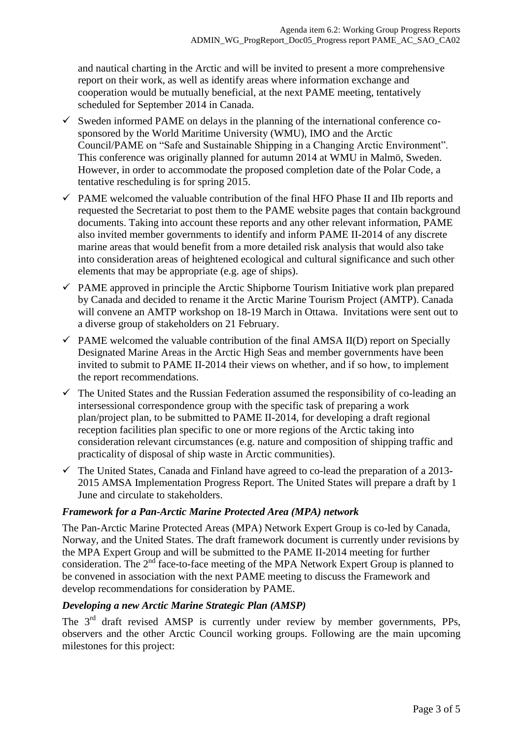and nautical charting in the Arctic and will be invited to present a more comprehensive report on their work, as well as identify areas where information exchange and cooperation would be mutually beneficial, at the next PAME meeting, tentatively scheduled for September 2014 in Canada.

- ✓ Sweden informed PAME on delays in the planning of the international conference co-sponsored by the World Maritime University (WMU), IMO and the Arctic Council/PAME on "Safe and Sustainable Shipping in a Changing Arctic Environment". This conference was originally planned for autumn 2014 at WMU in Malmö, Sweden. However, in order to accommodate the proposed completion date of the Polar Code, a tentative rescheduling is for spring 2015.
- ✓ PAME welcomed the valuable contribution of the final HFO Phase II and IIb reports and requested the Secretariat to post them to the PAME website pages that contain background documents. Taking into account these reports and any other relevant information, PAME also invited member governments to identify and inform PAME II-2014 of any discrete marine areas that would benefit from a more detailed risk analysis that would also take into consideration areas of heightened ecological and cultural significance and such other elements that may be appropriate (e.g. age of ships).
- ✓ PAME approved in principle the Arctic Shipborne Tourism Initiative work plan prepared by Canada and decided to rename it the Arctic Marine Tourism Project (AMTP). Canada will convene an AMTP workshop on 18-19 March in Ottawa. Invitations were sent out to a diverse group of stakeholders on 21 February.
- ✓ PAME welcomed the valuable contribution of the final AMSA II(D) report on Specially Designated Marine Areas in the Arctic High Seas and member governments have been invited to submit to PAME II-2014 their views on whether, and if so how, to implement the report recommendations.
- ✓ The United States and the Russian Federation assumed the responsibility of co-leading an intersessional correspondence group with the specific task of preparing a work plan/project plan, to be submitted to PAME II-2014, for developing a draft regional reception facilities plan specific to one or more regions of the Arctic taking into consideration relevant circumstances (e.g. nature and composition of shipping traffic and practicality of disposal of ship waste in Arctic communities).
- ✓ The United States, Canada and Finland have agreed to co-lead the preparation of a 2013-2015 AMSA Implementation Progress Report. The United States will prepare a draft by 1 June and circulate to stakeholders.

### *Framework for a Pan-Arctic Marine Protected Area (MPA) network*

The Pan-Arctic Marine Protected Areas (MPA) Network Expert Group is co-led by Canada, Norway, and the United States. The draft framework document is currently under revisions by the MPA Expert Group and will be submitted to the PAME II-2014 meeting for further consideration. The 2nd face-to-face meeting of the MPA Network Expert Group is planned to be convened in association with the next PAME meeting to discuss the Framework and develop recommendations for consideration by PAME.

### *Developing a new Arctic Marine Strategic Plan (AMSP)*

The 3rd draft revised AMSP is currently under review by member governments, PPs, observers and the other Arctic Council working groups. Following are the main upcoming milestones for this project: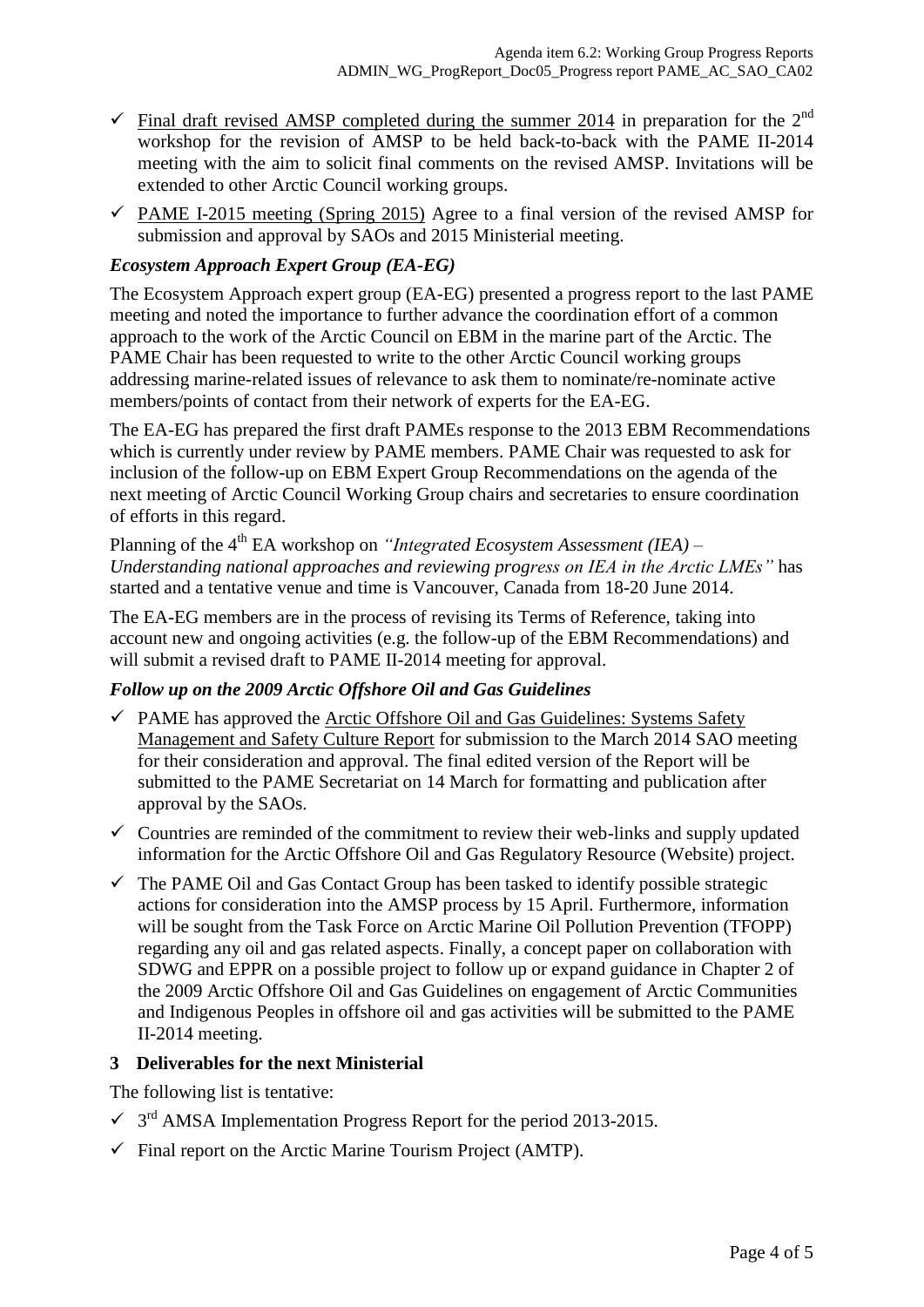- ✓ Final draft revised AMSP completed during the summer 2014 in preparation for the 2nd workshop for the revision of AMSP to be held back-to-back with the PAME II-2014 meeting with the aim to solicit final comments on the revised AMSP. Invitations will be extended to other Arctic Council working groups.
- ✓ PAME I-2015 meeting (Spring 2015) Agree to a final version of the revised AMSP for submission and approval by SAOs and 2015 Ministerial meeting.

### *Ecosystem Approach Expert Group (EA-EG)*

The Ecosystem Approach expert group (EA-EG) presented a progress report to the last PAME meeting and noted the importance to further advance the coordination effort of a common approach to the work of the Arctic Council on EBM in the marine part of the Arctic. The PAME Chair has been requested to write to the other Arctic Council working groups addressing marine-related issues of relevance to ask them to nominate/re-nominate active members/points of contact from their network of experts for the EA-EG.

The EA-EG has prepared the first draft PAMEs response to the 2013 EBM Recommendations which is currently under review by PAME members. PAME Chair was requested to ask for inclusion of the follow-up on EBM Expert Group Recommendations on the agenda of the next meeting of Arctic Council Working Group chairs and secretaries to ensure coordination of efforts in this regard.

Planning of the 4th EA workshop on *"Integrated Ecosystem Assessment (IEA) – Understanding national approaches and reviewing progress on IEA in the Arctic LMEs"* has started and a tentative venue and time is Vancouver, Canada from 18-20 June 2014.

The EA-EG members are in the process of revising its Terms of Reference, taking into account new and ongoing activities (e.g. the follow-up of the EBM Recommendations) and will submit a revised draft to PAME II-2014 meeting for approval.

### *Follow up on the 2009 Arctic Offshore Oil and Gas Guidelines*

- ✓ PAME has approved the Arctic Offshore Oil and Gas Guidelines: Systems Safety Management and Safety Culture Report for submission to the March 2014 SAO meeting for their consideration and approval. The final edited version of the Report will be submitted to the PAME Secretariat on 14 March for formatting and publication after approval by the SAOs.
- ✓ Countries are reminded of the commitment to review their web-links and supply updated information for the Arctic Offshore Oil and Gas Regulatory Resource (Website) project.
- ✓ The PAME Oil and Gas Contact Group has been tasked to identify possible strategic actions for consideration into the AMSP process by 15 April. Furthermore, information will be sought from the Task Force on Arctic Marine Oil Pollution Prevention (TFOPP) regarding any oil and gas related aspects. Finally, a concept paper on collaboration with SDWG and EPPR on a possible project to follow up or expand guidance in Chapter 2 of the 2009 Arctic Offshore Oil and Gas Guidelines on engagement of Arctic Communities and Indigenous Peoples in offshore oil and gas activities will be submitted to the PAME II-2014 meeting.

## 3 Deliverables for the next Ministerial

The following list is tentative:

- ✓ 3rd AMSA Implementation Progress Report for the period 2013-2015.
- ✓ Final report on the Arctic Marine Tourism Project (AMTP).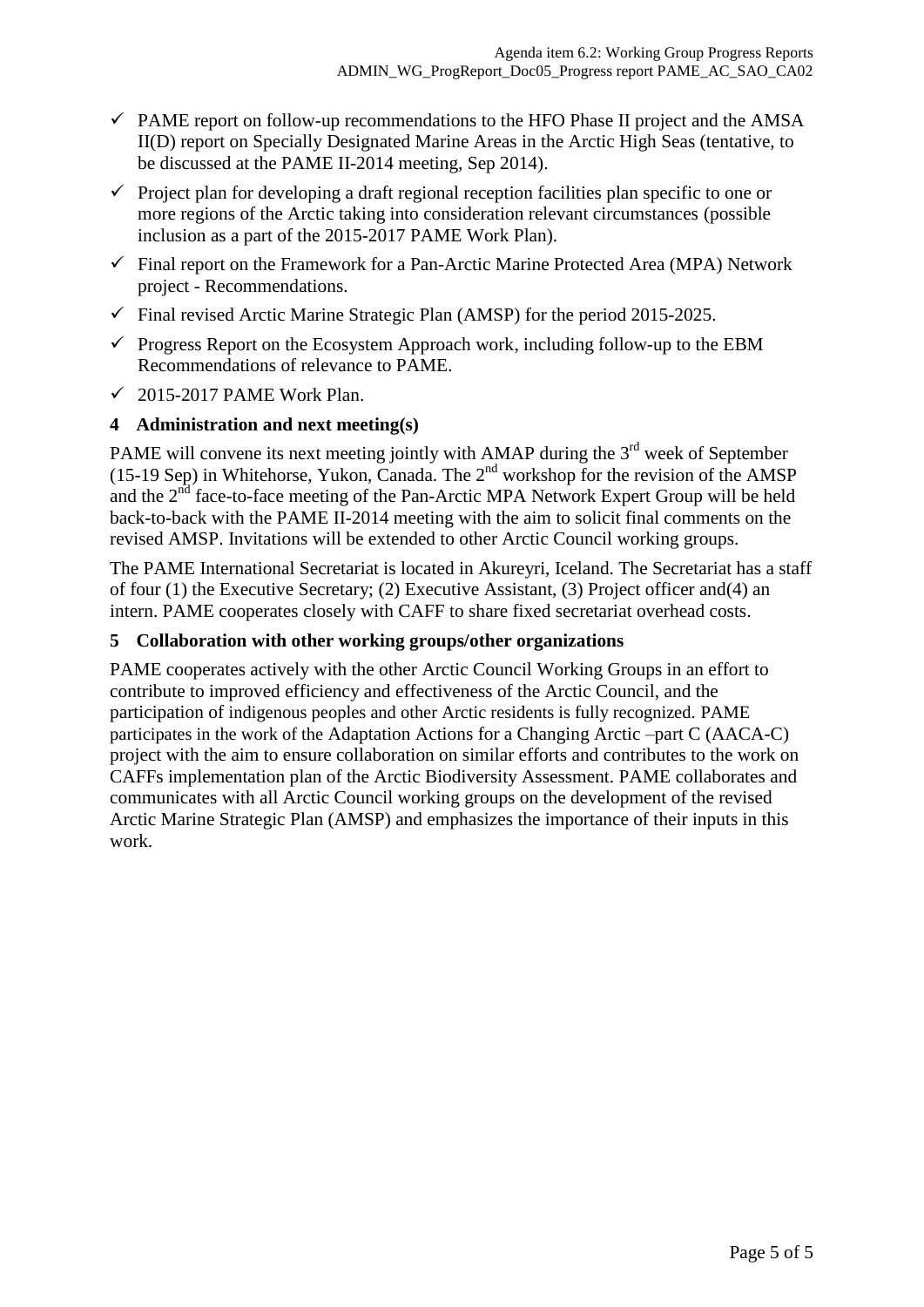- ✓ PAME report on follow-up recommendations to the HFO Phase II project and the AMSA II(D) report on Specially Designated Marine Areas in the Arctic High Seas (tentative, to be discussed at the PAME II-2014 meeting, Sep 2014).
- ✓ Project plan for developing a draft regional reception facilities plan specific to one or more regions of the Arctic taking into consideration relevant circumstances (possible inclusion as a part of the 2015-2017 PAME Work Plan).
- ✓ Final report on the Framework for a Pan-Arctic Marine Protected Area (MPA) Network project - Recommendations.
- ✓ Final revised Arctic Marine Strategic Plan (AMSP) for the period 2015-2025.
- ✓ Progress Report on the Ecosystem Approach work, including follow-up to the EBM Recommendations of relevance to PAME.
- ✓ 2015-2017 PAME Work Plan.

## 4 Administration and next meeting(s)

PAME will convene its next meeting jointly with AMAP during the 3rd week of September (15-19 Sep) in Whitehorse, Yukon, Canada. The 2nd workshop for the revision of the AMSP and the 2nd face-to-face meeting of the Pan-Arctic MPA Network Expert Group will be held back-to-back with the PAME II-2014 meeting with the aim to solicit final comments on the revised AMSP. Invitations will be extended to other Arctic Council working groups.

The PAME International Secretariat is located in Akureyri, Iceland. The Secretariat has a staff of four (1) the Executive Secretary; (2) Executive Assistant, (3) Project officer and(4) an intern. PAME cooperates closely with CAFF to share fixed secretariat overhead costs.

## 5 Collaboration with other working groups/other organizations

PAME cooperates actively with the other Arctic Council Working Groups in an effort to contribute to improved efficiency and effectiveness of the Arctic Council, and the participation of indigenous peoples and other Arctic residents is fully recognized. PAME participates in the work of the Adaptation Actions for a Changing Arctic –part C (AACA-C) project with the aim to ensure collaboration on similar efforts and contributes to the work on CAFFs implementation plan of the Arctic Biodiversity Assessment. PAME collaborates and communicates with all Arctic Council working groups on the development of the revised Arctic Marine Strategic Plan (AMSP) and emphasizes the importance of their inputs in this work.